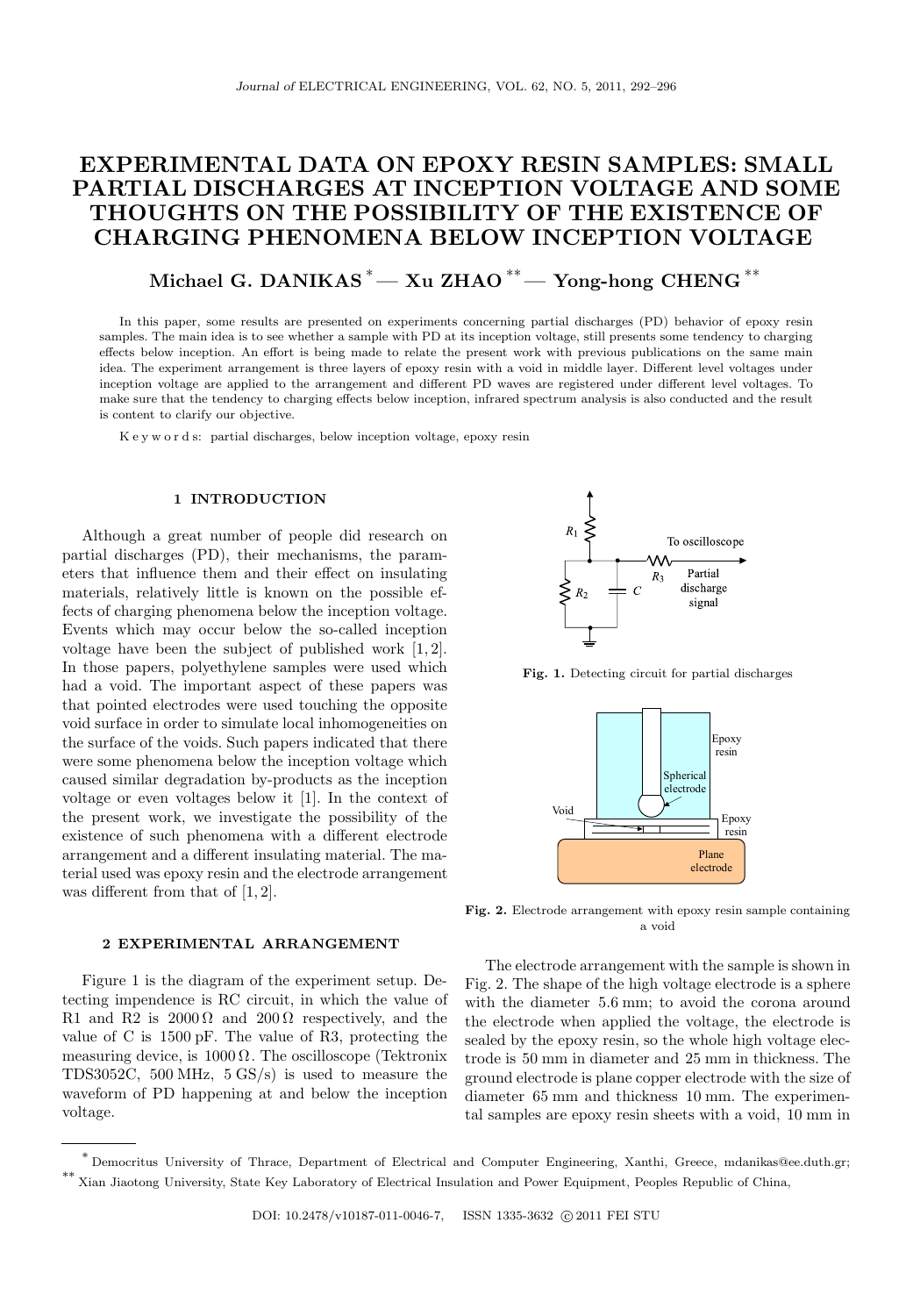# EXPERIMENTAL DATA ON EPOXY RESIN SAMPLES: SMALL PARTIAL DISCHARGES AT INCEPTION VOLTAGE AND SOME THOUGHTS ON THE POSSIBILITY OF THE EXISTENCE OF CHARGING PHENOMENA BELOW INCEPTION VOLTAGE

**Michael G. DANIKAS [*] — Xu ZHAO [**] — Yong-hong CHENG [**]**

In this paper, some results are presented on experiments concerning partial discharges (PD) behavior of epoxy resin samples. The main idea is to see whether a sample with PD at its inception voltage, still presents some tendency to charging effects below inception. An effort is being made to relate the present work with previous publications on the same main idea. The experiment arrangement is three layers of epoxy resin with a void in middle layer. Different level voltages under inception voltage are applied to the arrangement and different PD waves are registered under different level voltages. To make sure that the tendency to charging effects below inception, infrared spectrum analysis is also conducted and the result is content to clarify our objective.

K e y w o r d s: partial discharges, below inception voltage, epoxy resin

## 1 INTRODUCTION

Although a great number of people did research on partial discharges (PD), their mechanisms, the parameters that influence them and their effect on insulating materials, relatively little is known on the possible effects of charging phenomena below the inception voltage. Events which may occur below the so-called inception voltage have been the subject of published work [1, 2]. In those papers, polyethylene samples were used which had a void. The important aspect of these papers was that pointed electrodes were used touching the opposite void surface in order to simulate local inhomogeneities on the surface of the voids. Such papers indicated that there were some phenomena below the inception voltage which caused similar degradation by-products as the inception voltage or even voltages below it [1]. In the context of the present work, we investigate the possibility of the existence of such phenomena with a different electrode arrangement and a different insulating material. The material used was epoxy resin and the electrode arrangement was different from that of [1, 2].

## 2 EXPERIMENTAL ARRANGEMENT

Figure 1 is the diagram of the experiment setup. Detecting impendence is RC circuit, in which the value of R1 and R2 is $2000\,\Omega$ and $200\,\Omega$ respectively, and the value of C is 1500 pF. The value of R3, protecting the measuring device, is $1000\,\Omega$. The oscilloscope (Tektronix TDS3052C, 500 MHz, 5 GS/s) is used to measure the waveform of PD happening at and below the inception voltage.

**Fig. 1.** Detecting circuit for partial discharges

**Fig. 2.** Electrode arrangement with epoxy resin sample containing a void

The electrode arrangement with the sample is shown in Fig. 2. The shape of the high voltage electrode is a sphere with the diameter 5.6 mm; to avoid the corona around the electrode when applied the voltage, the electrode is sealed by the epoxy resin, so the whole high voltage electrode is 50 mm in diameter and 25 mm in thickness. The ground electrode is plane copper electrode with the size of diameter 65 mm and thickness 10 mm. The experimental samples are epoxy resin sheets with a void, 10 mm in

---

[*] Democritus University of Thrace, Department of Electrical and Computer Engineering, Xanthi, Greece, mdanikas@ee.duth.gr;
[**] Xian Jiaotong University, State Key Laboratory of Electrical Insulation and Power Equipment, Peoples Republic of China,

DOI: 10.2478/v10187-011-0046-7, ISSN 1335-3632 © 2011 FEI STU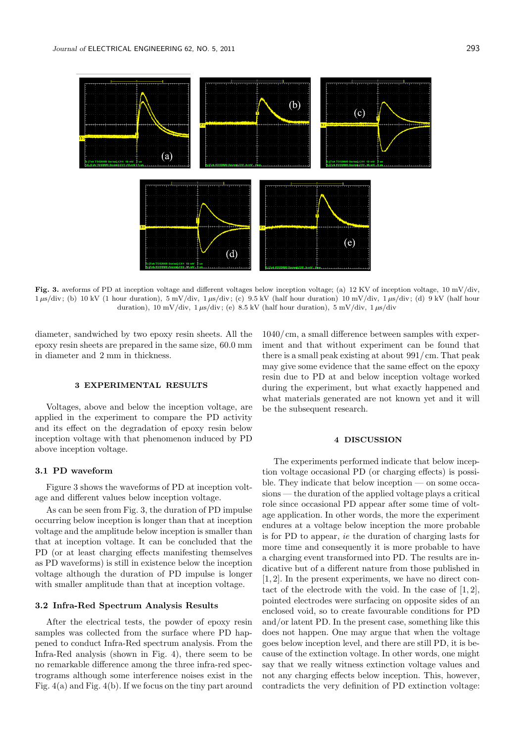**Fig. 3.** aveforms of PD at inception voltage and different voltages below inception voltage; (a) 12 KV of inception voltage, 10 mV/div, 1 μs/div; (b) 10 kV (1 hour duration), 5 mV/div, 1 μs/div; (c) 9.5 kV (half hour duration) 10 mV/div, 1 μs/div; (d) 9 kV (half hour duration), 10 mV/div, 1 μs/div; (e) 8.5 kV (half hour duration), 5 mV/div, 1 μs/div

diameter, sandwiched by two epoxy resin sheets. All the epoxy resin sheets are prepared in the same size, 60.0 mm in diameter and 2 mm in thickness.

## 3 EXPERIMENTAL RESULTS

Voltages, above and below the inception voltage, are applied in the experiment to compare the PD activity and its effect on the degradation of epoxy resin below inception voltage with that phenomenon induced by PD above inception voltage.

### 3.1 PD waveform

Figure 3 shows the waveforms of PD at inception voltage and different values below inception voltage.

As can be seen from Fig. 3, the duration of PD impulse occurring below inception is longer than that at inception voltage and the amplitude below inception is smaller than that at inception voltage. It can be concluded that the PD (or at least charging effects manifesting themselves as PD waveforms) is still in existence below the inception voltage although the duration of PD impulse is longer with smaller amplitude than that at inception voltage.

### 3.2 Infra-Red Spectrum Analysis Results

After the electrical tests, the powder of epoxy resin samples was collected from the surface where PD happened to conduct Infra-Red spectrum analysis. From the Infra-Red analysis (shown in Fig. 4), there seem to be no remarkable difference among the three infra-red spectrograms although some interference noises exist in the Fig. 4(a) and Fig. 4(b). If we focus on the tiny part around 1040/cm, a small difference between samples with experiment and that without experiment can be found that there is a small peak existing at about 991/cm. That peak may give some evidence that the same effect on the epoxy resin due to PD at and below inception voltage worked during the experiment, but what exactly happened and what materials generated are not known yet and it will be the subsequent research.

## 4 DISCUSSION

The experiments performed indicate that below inception voltage occasional PD (or charging effects) is possible. They indicate that below inception — on some occasions — the duration of the applied voltage plays a critical role since occasional PD appear after some time of voltage application. In other words, the more the experiment endures at a voltage below inception the more probable is for PD to appear, *ie* the duration of charging lasts for more time and consequently it is more probable to have a charging event transformed into PD. The results are indicative but of a different nature from those published in [1, 2]. In the present experiments, we have no direct contact of the electrode with the void. In the case of [1, 2], pointed electrodes were surfacing on opposite sides of an enclosed void, so to create favourable conditions for PD and/or latent PD. In the present case, something like this does not happen. One may argue that when the voltage goes below inception level, and there are still PD, it is because of the extinction voltage. In other words, one might say that we really witness extinction voltage values and not any charging effects below inception. This, however, contradicts the very definition of PD extinction voltage: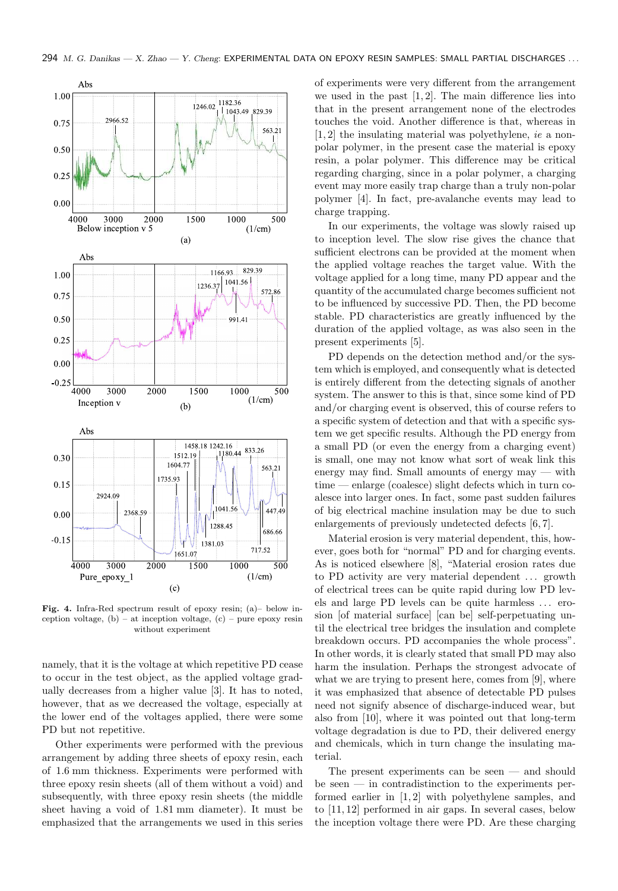Abs

1.00

0.75

0.50

0.25

0.00

2966.52

1246.02

1182.36

1043.49

829.39

563.21

4000 3000 2000 1500 1000 500

Below inception v 5

(1/cm)

(a)

Abs

1.00

0.75

0.50

0.25

0.00

-0.25

1166.93

829.39

1236.37

1041.56

572.86

991.41

4000 3000 2000 1500 1000 500

Inception v

(1/cm)

(b)

Abs

0.30

0.15

0.00

-0.15

1458.18 1242.16

1512.19

1180.44

833.26

1604.77

563.21

1735.93

2924.09

2368.59

1041.56

447.49

1288.45

686.66

1381.03

717.52

1651.07

4000 3000 2000 1500 1000 500

Pure_epoxy_1

(1/cm)

(c)

**Fig. 4.** Infra-Red spectrum result of epoxy resin; (a)– below inception voltage, (b) – at inception voltage, (c) – pure epoxy resin without experiment

namely, that it is the voltage at which repetitive PD cease to occur in the test object, as the applied voltage gradually decreases from a higher value [3]. It has to noted, however, that as we decreased the voltage, especially at the lower end of the voltages applied, there were some PD but not repetitive.

Other experiments were performed with the previous arrangement by adding three sheets of epoxy resin, each of 1.6 mm thickness. Experiments were performed with three epoxy resin sheets (all of them without a void) and subsequently, with three epoxy resin sheets (the middle sheet having a void of 1.81 mm diameter). It must be emphasized that the arrangements we used in this series of experiments were very different from the arrangement we used in the past [1, 2]. The main difference lies into that in the present arrangement none of the electrodes touches the void. Another difference is that, whereas in [1, 2] the insulating material was polyethylene, *ie* a non-polar polymer, in the present case the material is epoxy resin, a polar polymer. This difference may be critical regarding charging, since in a polar polymer, a charging event may more easily trap charge than a truly non-polar polymer [4]. In fact, pre-avalanche events may lead to charge trapping.

In our experiments, the voltage was slowly raised up to inception level. The slow rise gives the chance that sufficient electrons can be provided at the moment when the applied voltage reaches the target value. With the voltage applied for a long time, many PD appear and the quantity of the accumulated charge becomes sufficient not to be influenced by successive PD. Then, the PD become stable. PD characteristics are greatly influenced by the duration of the applied voltage, as was also seen in the present experiments [5].

PD depends on the detection method and/or the system which is employed, and consequently what is detected is entirely different from the detecting signals of another system. The answer to this is that, since some kind of PD and/or charging event is observed, this of course refers to a specific system of detection and that with a specific system we get specific results. Although the PD energy from a small PD (or even the energy from a charging event) is small, one may not know what sort of weak link this energy may find. Small amounts of energy may — with time — enlarge (coalesce) slight defects which in turn coalesce into larger ones. In fact, some past sudden failures of big electrical machine insulation may be due to such enlargements of previously undetected defects [6, 7].

Material erosion is very material dependent, this, however, goes both for "normal" PD and for charging events. As is noticed elsewhere [8], "Material erosion rates due to PD activity are very material dependent ... growth of electrical trees can be quite rapid during low PD levels and large PD levels can be quite harmless ... erosion [of material surface] [can be] self-perpetuating until the electrical tree bridges the insulation and complete breakdown occurs. PD accompanies the whole process". In other words, it is clearly stated that small PD may also harm the insulation. Perhaps the strongest advocate of what we are trying to present here, comes from [9], where it was emphasized that absence of detectable PD pulses need not signify absence of discharge-induced wear, but also from [10], where it was pointed out that long-term voltage degradation is due to PD, their delivered energy and chemicals, which in turn change the insulating material.

The present experiments can be seen — and should be seen — in contradistinction to the experiments performed earlier in [1, 2] with polyethylene samples, and to [11, 12] performed in air gaps. In several cases, below the inception voltage there were PD. Are these charging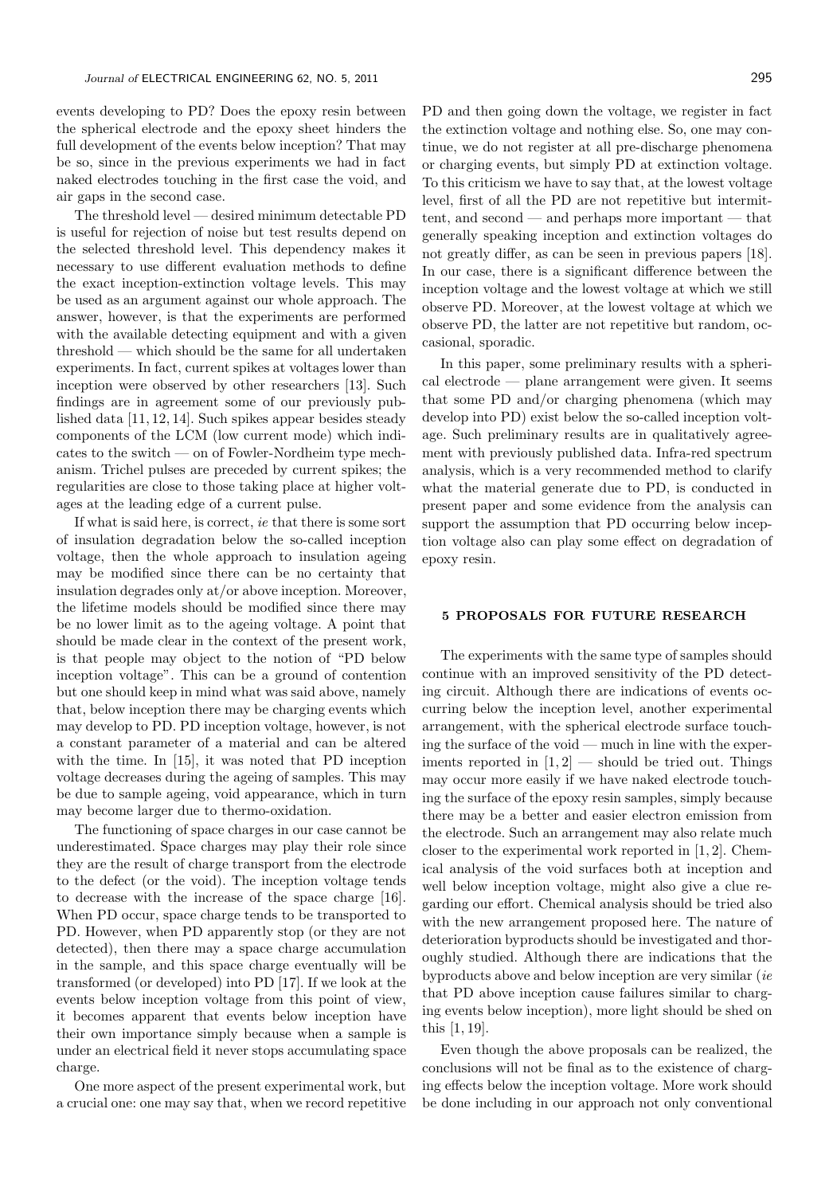events developing to PD? Does the epoxy resin between the spherical electrode and the epoxy sheet hinders the full development of the events below inception? That may be so, since in the previous experiments we had in fact naked electrodes touching in the first case the void, and air gaps in the second case.

The threshold level — desired minimum detectable PD is useful for rejection of noise but test results depend on the selected threshold level. This dependency makes it necessary to use different evaluation methods to define the exact inception-extinction voltage levels. This may be used as an argument against our whole approach. The answer, however, is that the experiments are performed with the available detecting equipment and with a given threshold — which should be the same for all undertaken experiments. In fact, current spikes at voltages lower than inception were observed by other researchers [13]. Such findings are in agreement some of our previously published data [11, 12, 14]. Such spikes appear besides steady components of the LCM (low current mode) which indicates to the switch — on of Fowler-Nordheim type mechanism. Trichel pulses are preceded by current spikes; the regularities are close to those taking place at higher voltages at the leading edge of a current pulse.

If what is said here, is correct, *ie* that there is some sort of insulation degradation below the so-called inception voltage, then the whole approach to insulation ageing may be modified since there can be no certainty that insulation degrades only at/or above inception. Moreover, the lifetime models should be modified since there may be no lower limit as to the ageing voltage. A point that should be made clear in the context of the present work, is that people may object to the notion of "PD below inception voltage". This can be a ground of contention but one should keep in mind what was said above, namely that, below inception there may be charging events which may develop to PD. PD inception voltage, however, is not a constant parameter of a material and can be altered with the time. In [15], it was noted that PD inception voltage decreases during the ageing of samples. This may be due to sample ageing, void appearance, which in turn may become larger due to thermo-oxidation.

The functioning of space charges in our case cannot be underestimated. Space charges may play their role since they are the result of charge transport from the electrode to the defect (or the void). The inception voltage tends to decrease with the increase of the space charge [16]. When PD occur, space charge tends to be transported to PD. However, when PD apparently stop (or they are not detected), then there may a space charge accumulation in the sample, and this space charge eventually will be transformed (or developed) into PD [17]. If we look at the events below inception voltage from this point of view, it becomes apparent that events below inception have their own importance simply because when a sample is under an electrical field it never stops accumulating space charge.

One more aspect of the present experimental work, but a crucial one: one may say that, when we record repetitive PD and then going down the voltage, we register in fact the extinction voltage and nothing else. So, one may continue, we do not register at all pre-discharge phenomena or charging events, but simply PD at extinction voltage. To this criticism we have to say that, at the lowest voltage level, first of all the PD are not repetitive but intermittent, and second — and perhaps more important — that generally speaking inception and extinction voltages do not greatly differ, as can be seen in previous papers [18]. In our case, there is a significant difference between the inception voltage and the lowest voltage at which we still observe PD. Moreover, at the lowest voltage at which we observe PD, the latter are not repetitive but random, occasional, sporadic.

In this paper, some preliminary results with a spherical electrode — plane arrangement were given. It seems that some PD and/or charging phenomena (which may develop into PD) exist below the so-called inception voltage. Such preliminary results are in qualitatively agreement with previously published data. Infra-red spectrum analysis, which is a very recommended method to clarify what the material generate due to PD, is conducted in present paper and some evidence from the analysis can support the assumption that PD occurring below inception voltage also can play some effect on degradation of epoxy resin.

## 5 PROPOSALS FOR FUTURE RESEARCH

The experiments with the same type of samples should continue with an improved sensitivity of the PD detecting circuit. Although there are indications of events occurring below the inception level, another experimental arrangement, with the spherical electrode surface touching the surface of the void — much in line with the experiments reported in [1, 2] — should be tried out. Things may occur more easily if we have naked electrode touching the surface of the epoxy resin samples, simply because there may be a better and easier electron emission from the electrode. Such an arrangement may also relate much closer to the experimental work reported in [1, 2]. Chemical analysis of the void surfaces both at inception and well below inception voltage, might also give a clue regarding our effort. Chemical analysis should be tried also with the new arrangement proposed here. The nature of deterioration byproducts should be investigated and thoroughly studied. Although there are indications that the byproducts above and below inception are very similar (*ie* that PD above inception cause failures similar to charging events below inception), more light should be shed on this [1, 19].

Even though the above proposals can be realized, the conclusions will not be final as to the existence of charging effects below the inception voltage. More work should be done including in our approach not only conventional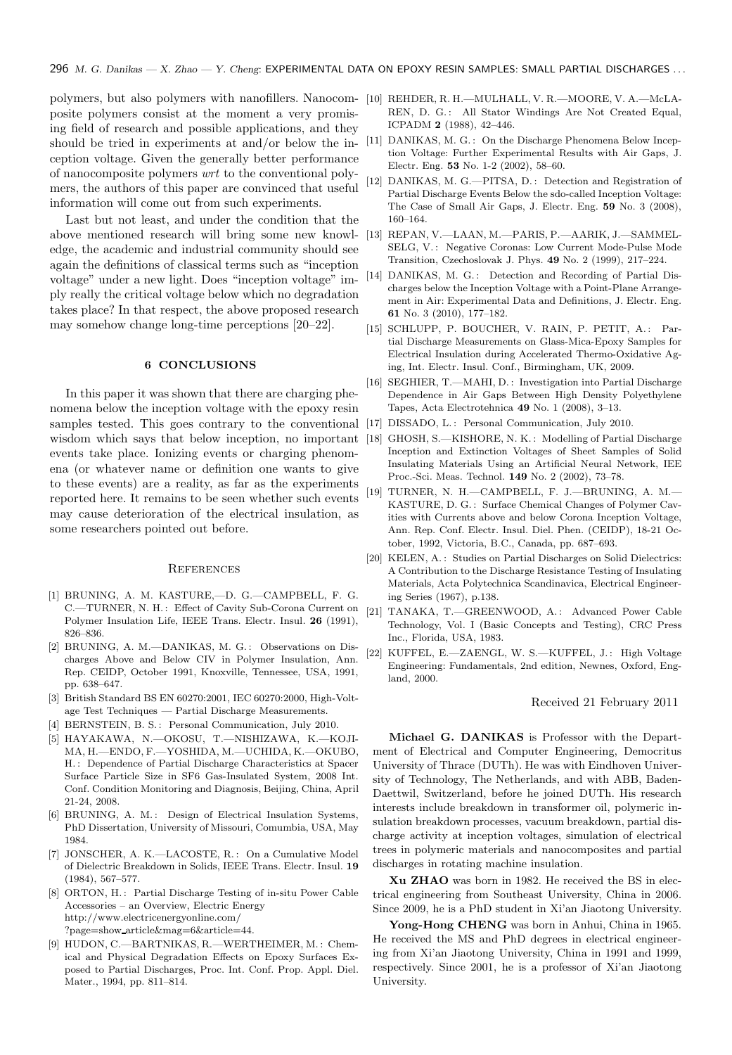polymers, but also polymers with nanofillers. Nanocomposite polymers consist at the moment a very promising field of research and possible applications, and they should be tried in experiments at and/or below the inception voltage. Given the generally better performance of nanocomposite polymers *wrt* to the conventional polymers, the authors of this paper are convinced that useful information will come out from such experiments.

Last but not least, and under the condition that the above mentioned research will bring some new knowledge, the academic and industrial community should see again the definitions of classical terms such as "inception voltage" under a new light. Does "inception voltage" imply really the critical voltage below which no degradation takes place? In that respect, the above proposed research may somehow change long-time perceptions [20–22].

## 6 CONCLUSIONS

In this paper it was shown that there are charging phenomena below the inception voltage with the epoxy resin samples tested. This goes contrary to the conventional wisdom which says that below inception, no important events take place. Ionizing events or charging phenomena (or whatever name or definition one wants to give to these events) are a reality, as far as the experiments reported here. It remains to be seen whether such events may cause deterioration of the electrical insulation, as some researchers pointed out before.

## References

[1] BRUNING, A. M. KASTURE,—D. G.—CAMPBELL, F. G. C.—TURNER, N. H. : Effect of Cavity Sub-Corona Current on Polymer Insulation Life, IEEE Trans. Electr. Insul. **26** (1991), 826–836.

[2] BRUNING, A. M.—DANIKAS, M. G. : Observations on Discharges Above and Below CIV in Polymer Insulation, Ann. Rep. CEIDP, October 1991, Knoxville, Tennessee, USA, 1991, pp. 638–647.

[3] British Standard BS EN 60270:2001, IEC 60270:2000, High-Voltage Test Techniques — Partial Discharge Measurements.

[4] BERNSTEIN, B. S. : Personal Communication, July 2010.

[5] HAYAKAWA, N.—OKOSU, T.—NISHIZAWA, K.—KOJIMA, H.—ENDO, F.—YOSHIDA, M.—UCHIDA, K.—OKUBO, H. : Dependence of Partial Discharge Characteristics at Spacer Surface Particle Size in SF6 Gas-Insulated System, 2008 Int. Conf. Condition Monitoring and Diagnosis, Beijing, China, April 21-24, 2008.

[6] BRUNING, A. M. : Design of Electrical Insulation Systems, PhD Dissertation, University of Missouri, Comumbia, USA, May 1984.

[7] JONSCHER, A. K.—LACOSTE, R. : On a Cumulative Model of Dielectric Breakdown in Solids, IEEE Trans. Electr. Insul. **19** (1984), 567–577.

[8] ORTON, H. : Partial Discharge Testing of in-situ Power Cable Accessories – an Overview, Electric Energy http://www.electricenergyonline.com/?page=show_article&mag=6&article=44.

[9] HUDON, C.—BARTNIKAS, R.—WERTHEIMER, M. : Chemical and Physical Degradation Effects on Epoxy Surfaces Exposed to Partial Discharges, Proc. Int. Conf. Prop. Appl. Diel. Mater., 1994, pp. 811–814.

[10] REHDER, R. H.—MULHALL, V. R.—MOORE, V. A.—McLAREN, D. G. : All Stator Windings Are Not Created Equal, ICPADM **2** (1988), 42–446.

[11] DANIKAS, M. G. : On the Discharge Phenomena Below Inception Voltage: Further Experimental Results with Air Gaps, J. Electr. Eng. **53** No. 1-2 (2002), 58–60.

[12] DANIKAS, M. G.—PITSA, D. : Detection and Registration of Partial Discharge Events Below the sdo-called Inception Voltage: The Case of Small Air Gaps, J. Electr. Eng. **59** No. 3 (2008), 160–164.

[13] REPAN, V.—LAAN, M.—PARIS, P.—AARIK, J.—SAMMELSELG, V. : Negative Coronas: Low Current Mode-Pulse Mode Transition, Czechoslovak J. Phys. **49** No. 2 (1999), 217–224.

[14] DANIKAS, M. G. : Detection and Recording of Partial Discharges below the Inception Voltage with a Point-Plane Arrangement in Air: Experimental Data and Definitions, J. Electr. Eng. **61** No. 3 (2010), 177–182.

[15] SCHLUPP, P. BOUCHER, V. RAIN, P. PETIT, A. : Partial Discharge Measurements on Glass-Mica-Epoxy Samples for Electrical Insulation during Accelerated Thermo-Oxidative Aging, Int. Electr. Insul. Conf., Birmingham, UK, 2009.

[16] SEGHIER, T.—MAHI, D. : Investigation into Partial Discharge Dependence in Air Gaps Between High Density Polyethylene Tapes, Acta Electrotehnica **49** No. 1 (2008), 3–13.

[17] DISSADO, L. : Personal Communication, July 2010.

[18] GHOSH, S.—KISHORE, N. K. : Modelling of Partial Discharge Inception and Extinction Voltages of Sheet Samples of Solid Insulating Materials Using an Artificial Neural Network, IEE Proc.-Sci. Meas. Technol. **149** No. 2 (2002), 73–78.

[19] TURNER, N. H.—CAMPBELL, F. J.—BRUNING, A. M.—KASTURE, D. G. : Surface Chemical Changes of Polymer Cavities with Currents above and below Corona Inception Voltage, Ann. Rep. Conf. Electr. Insul. Diel. Phen. (CEIDP), 18-21 October, 1992, Victoria, B.C., Canada, pp. 687–693.

[20] KELEN, A. : Studies on Partial Discharges on Solid Dielectrics: A Contribution to the Discharge Resistance Testing of Insulating Materials, Acta Polytechnica Scandinavica, Electrical Engineering Series (1967), p.138.

[21] TANAKA, T.—GREENWOOD, A. : Advanced Power Cable Technology, Vol. I (Basic Concepts and Testing), CRC Press Inc., Florida, USA, 1983.

[22] KUFFEL, E.—ZAENGL, W. S.—KUFFEL, J. : High Voltage Engineering: Fundamentals, 2nd edition, Newnes, Oxford, England, 2000.

Received 21 February 2011

**Michael G. DANIKAS** is Professor with the Department of Electrical and Computer Engineering, Democritus University of Thrace (DUTh). He was with Eindhoven University of Technology, The Netherlands, and with ABB, Baden-Daettwil, Switzerland, before he joined DUTh. His research interests include breakdown in transformer oil, polymeric insulation breakdown processes, vacuum breakdown, partial discharge activity at inception voltages, simulation of electrical trees in polymeric materials and nanocomposites and partial discharges in rotating machine insulation.

**Xu ZHAO** was born in 1982. He received the BS in electrical engineering from Southeast University, China in 2006. Since 2009, he is a PhD student in Xi'an Jiaotong University.

**Yong-Hong CHENG** was born in Anhui, China in 1965. He received the MS and PhD degrees in electrical engineering from Xi'an Jiaotong University, China in 1991 and 1999, respectively. Since 2001, he is a professor of Xi'an Jiaotong University.